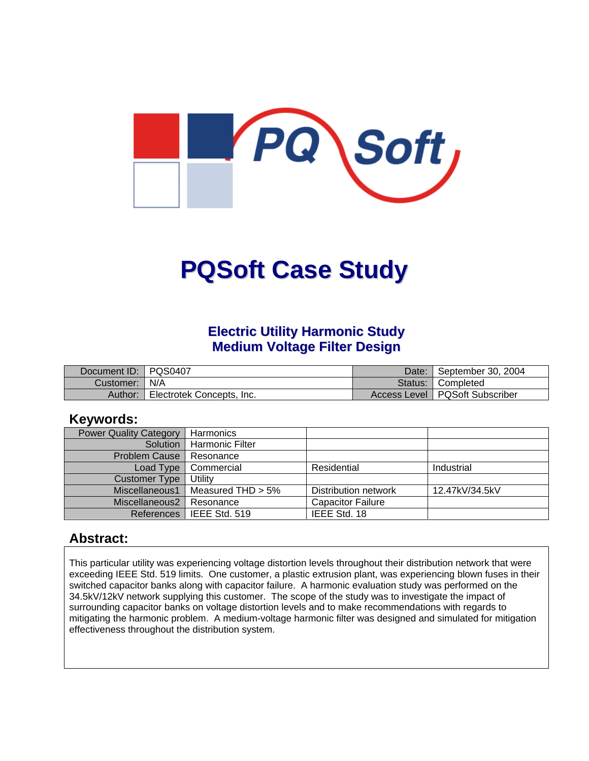# PQSoft Case Study

## Electric Utility Harmonic Study
## Medium Voltage Filter Design

| Document ID: | PQS0407 | Date: | September 30, 2004 |
|---|---|---|---|
| Customer: | N/A | Status: | Completed |
| Author: | Electrotek Concepts, Inc. | Access Level | PQSoft Subscriber |

## Keywords:

| Power Quality Category | Harmonics | | |
|---|---|---|---|
| Solution | Harmonic Filter | | |
| Problem Cause | Resonance | | |
| Load Type | Commercial | Residential | Industrial |
| Customer Type | Utility | | |
| Miscellaneous1 | Measured THD > 5% | Distribution network | 12.47kV/34.5kV |
| Miscellaneous2 | Resonance | Capacitor Failure | |
| References | IEEE Std. 519 | IEEE Std. 18 | |

## Abstract:

This particular utility was experiencing voltage distortion levels throughout their distribution network that were exceeding IEEE Std. 519 limits. One customer, a plastic extrusion plant, was experiencing blown fuses in their switched capacitor banks along with capacitor failure. A harmonic evaluation study was performed on the 34.5kV/12kV network supplying this customer. The scope of the study was to investigate the impact of surrounding capacitor banks on voltage distortion levels and to make recommendations with regards to mitigating the harmonic problem. A medium-voltage harmonic filter was designed and simulated for mitigation effectiveness throughout the distribution system.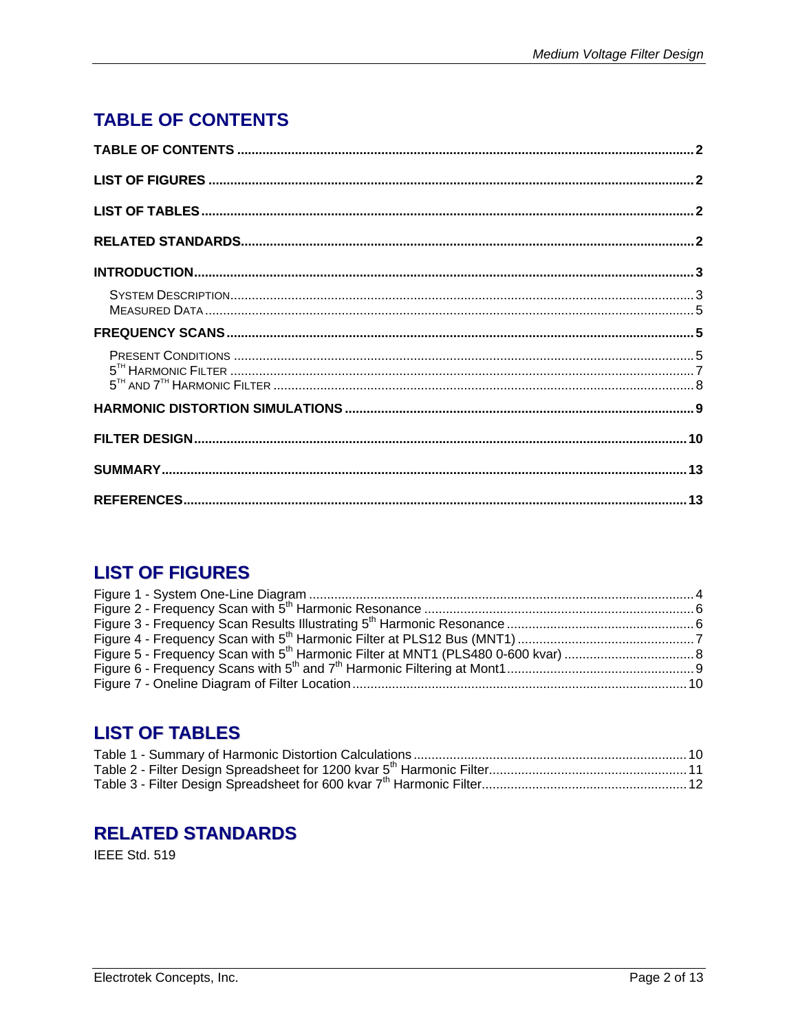## TABLE OF CONTENTS

TABLE OF CONTENTS .......... 2

LIST OF FIGURES .......... 2

LIST OF TABLES .......... 2

RELATED STANDARDS .......... 2

INTRODUCTION .......... 3

- SYSTEM DESCRIPTION .......... 3
- MEASURED DATA .......... 5

FREQUENCY SCANS .......... 5

- PRESENT CONDITIONS .......... 5
- $5^{TH}$ HARMONIC FILTER .......... 7
- $5^{TH}$ AND $7^{TH}$ HARMONIC FILTER .......... 8

HARMONIC DISTORTION SIMULATIONS .......... 9

FILTER DESIGN .......... 10

SUMMARY .......... 13

REFERENCES .......... 13

## LIST OF FIGURES

Figure 1 - System One-Line Diagram .......... 4
Figure 2 - Frequency Scan with $5^{th}$ Harmonic Resonance .......... 6
Figure 3 - Frequency Scan Results Illustrating $5^{th}$ Harmonic Resonance .......... 6
Figure 4 - Frequency Scan with $5^{th}$ Harmonic Filter at PLS12 Bus (MNT1) .......... 7
Figure 5 - Frequency Scan with $5^{th}$ Harmonic Filter at MNT1 (PLS480 0-600 kvar) .......... 8
Figure 6 - Frequency Scans with $5^{th}$ and $7^{th}$ Harmonic Filtering at Mont1 .......... 9
Figure 7 - Oneline Diagram of Filter Location .......... 10

## LIST OF TABLES

Table 1 - Summary of Harmonic Distortion Calculations .......... 10
Table 2 - Filter Design Spreadsheet for 1200 kvar $5^{th}$ Harmonic Filter .......... 11
Table 3 - Filter Design Spreadsheet for 600 kvar $7^{th}$ Harmonic Filter .......... 12

## RELATED STANDARDS

IEEE Std. 519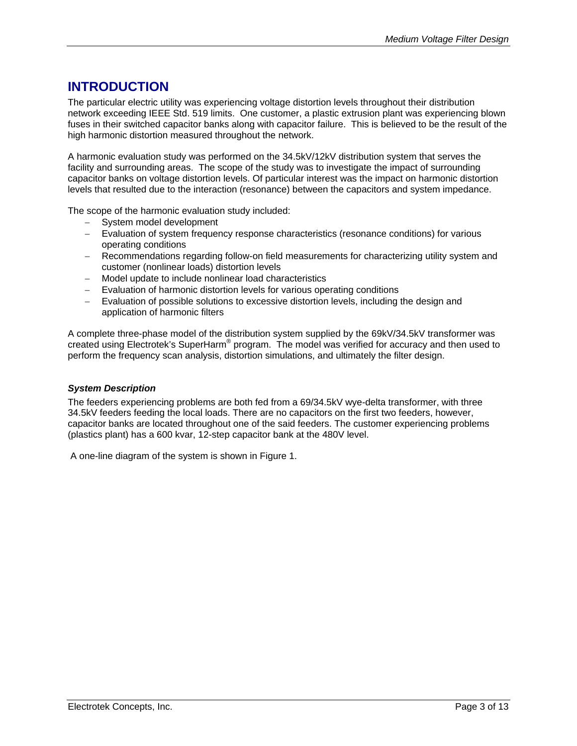# INTRODUCTION

The particular electric utility was experiencing voltage distortion levels throughout their distribution network exceeding IEEE Std. 519 limits. One customer, a plastic extrusion plant was experiencing blown fuses in their switched capacitor banks along with capacitor failure. This is believed to be the result of the high harmonic distortion measured throughout the network.

A harmonic evaluation study was performed on the 34.5kV/12kV distribution system that serves the facility and surrounding areas. The scope of the study was to investigate the impact of surrounding capacitor banks on voltage distortion levels. Of particular interest was the impact on harmonic distortion levels that resulted due to the interaction (resonance) between the capacitors and system impedance.

The scope of the harmonic evaluation study included:

- System model development
- Evaluation of system frequency response characteristics (resonance conditions) for various operating conditions
- Recommendations regarding follow-on field measurements for characterizing utility system and customer (nonlinear loads) distortion levels
- Model update to include nonlinear load characteristics
- Evaluation of harmonic distortion levels for various operating conditions
- Evaluation of possible solutions to excessive distortion levels, including the design and application of harmonic filters

A complete three-phase model of the distribution system supplied by the 69kV/34.5kV transformer was created using Electrotek's SuperHarm® program. The model was verified for accuracy and then used to perform the frequency scan analysis, distortion simulations, and ultimately the filter design.

### *System Description*

The feeders experiencing problems are both fed from a 69/34.5kV wye-delta transformer, with three 34.5kV feeders feeding the local loads. There are no capacitors on the first two feeders, however, capacitor banks are located throughout one of the said feeders. The customer experiencing problems (plastics plant) has a 600 kvar, 12-step capacitor bank at the 480V level.

A one-line diagram of the system is shown in Figure 1.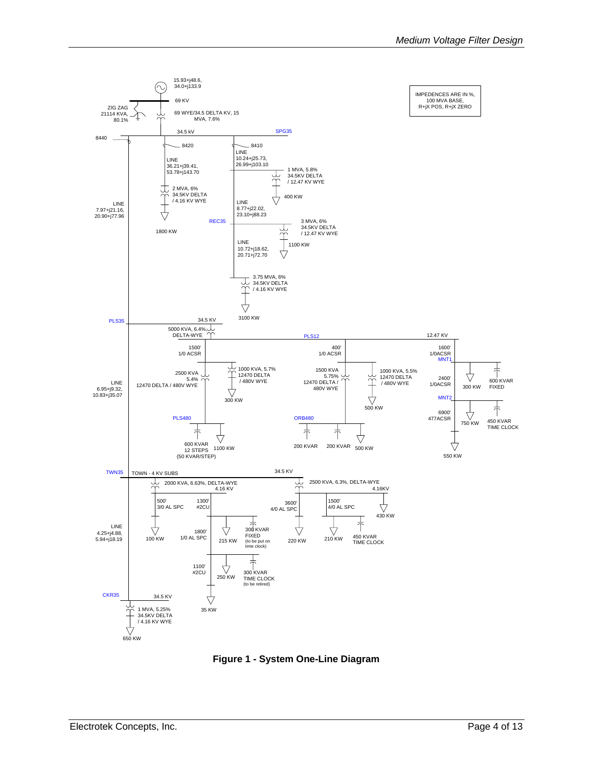**Figure 1 - System One-Line Diagram**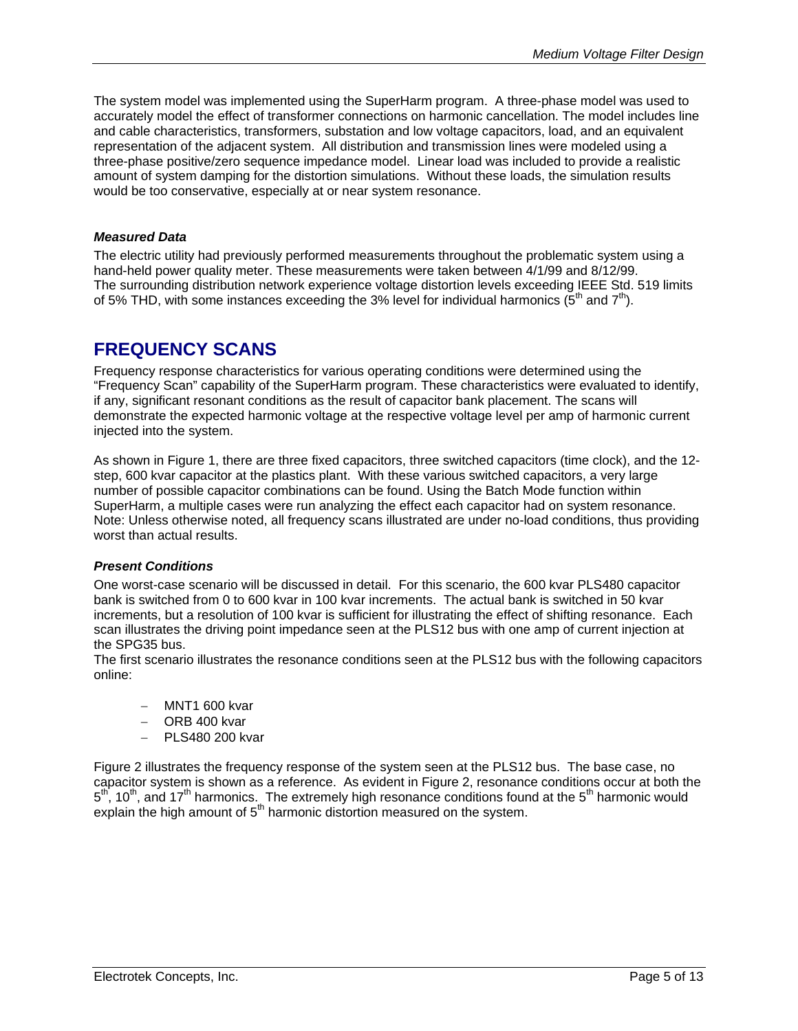The system model was implemented using the SuperHarm program. A three-phase model was used to accurately model the effect of transformer connections on harmonic cancellation. The model includes line and cable characteristics, transformers, substation and low voltage capacitors, load, and an equivalent representation of the adjacent system. All distribution and transmission lines were modeled using a three-phase positive/zero sequence impedance model. Linear load was included to provide a realistic amount of system damping for the distortion simulations. Without these loads, the simulation results would be too conservative, especially at or near system resonance.

### *Measured Data*

The electric utility had previously performed measurements throughout the problematic system using a hand-held power quality meter. These measurements were taken between 4/1/99 and 8/12/99. The surrounding distribution network experience voltage distortion levels exceeding IEEE Std. 519 limits of 5% THD, with some instances exceeding the 3% level for individual harmonics ($5^{th}$ and $7^{th}$).

## FREQUENCY SCANS

Frequency response characteristics for various operating conditions were determined using the "Frequency Scan" capability of the SuperHarm program. These characteristics were evaluated to identify, if any, significant resonant conditions as the result of capacitor bank placement. The scans will demonstrate the expected harmonic voltage at the respective voltage level per amp of harmonic current injected into the system.

As shown in Figure 1, there are three fixed capacitors, three switched capacitors (time clock), and the 12-step, 600 kvar capacitor at the plastics plant. With these various switched capacitors, a very large number of possible capacitor combinations can be found. Using the Batch Mode function within SuperHarm, a multiple cases were run analyzing the effect each capacitor had on system resonance. Note: Unless otherwise noted, all frequency scans illustrated are under no-load conditions, thus providing worst than actual results.

### *Present Conditions*

One worst-case scenario will be discussed in detail. For this scenario, the 600 kvar PLS480 capacitor bank is switched from 0 to 600 kvar in 100 kvar increments. The actual bank is switched in 50 kvar increments, but a resolution of 100 kvar is sufficient for illustrating the effect of shifting resonance. Each scan illustrates the driving point impedance seen at the PLS12 bus with one amp of current injection at the SPG35 bus.

The first scenario illustrates the resonance conditions seen at the PLS12 bus with the following capacitors online:

- MNT1 600 kvar
- ORB 400 kvar
- PLS480 200 kvar

Figure 2 illustrates the frequency response of the system seen at the PLS12 bus. The base case, no capacitor system is shown as a reference. As evident in Figure 2, resonance conditions occur at both the $5^{th}$, $10^{th}$, and $17^{th}$ harmonics. The extremely high resonance conditions found at the $5^{th}$ harmonic would explain the high amount of $5^{th}$ harmonic distortion measured on the system.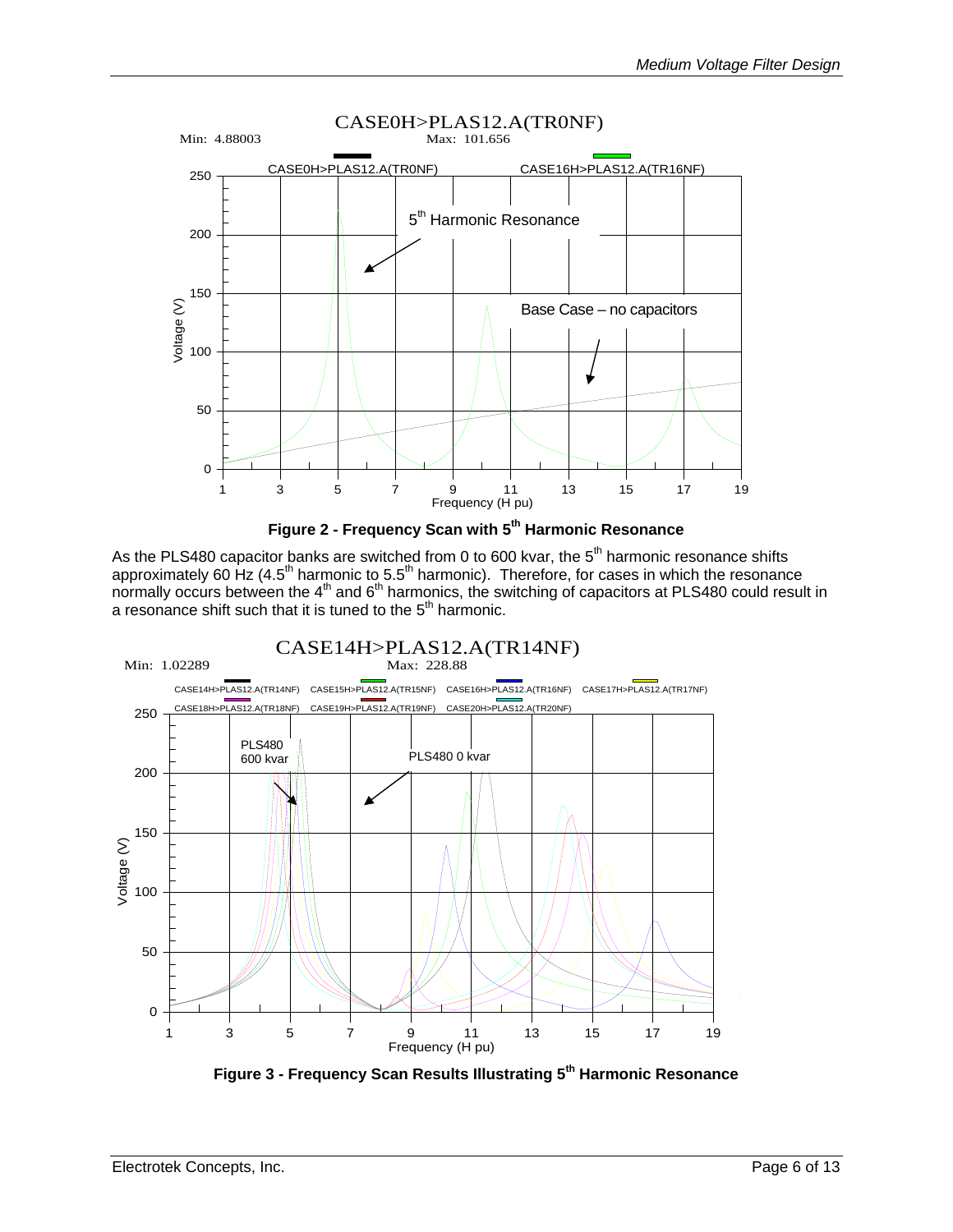**Figure 2 - Frequency Scan with 5th Harmonic Resonance**

As the PLS480 capacitor banks are switched from 0 to 600 kvar, the 5th harmonic resonance shifts approximately 60 Hz (4.5th harmonic to 5.5th harmonic). Therefore, for cases in which the resonance normally occurs between the 4th and 6th harmonics, the switching of capacitors at PLS480 could result in a resonance shift such that it is tuned to the 5th harmonic.

**Figure 3 - Frequency Scan Results Illustrating 5th Harmonic Resonance**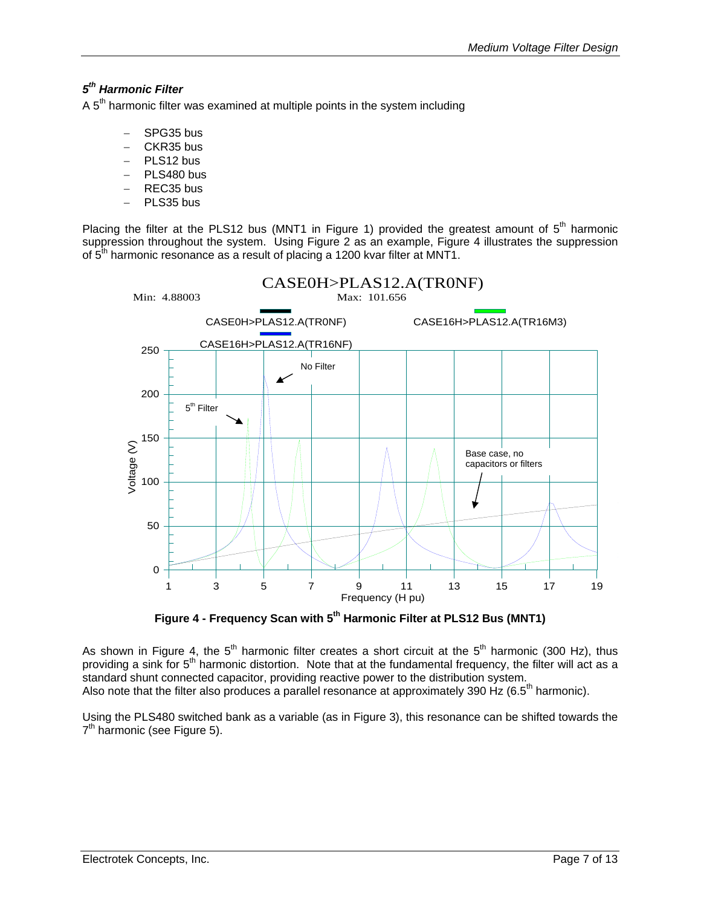### *5th Harmonic Filter*

A 5th harmonic filter was examined at multiple points in the system including

- SPG35 bus
- CKR35 bus
- PLS12 bus
- PLS480 bus
- REC35 bus
- PLS35 bus

Placing the filter at the PLS12 bus (MNT1 in Figure 1) provided the greatest amount of 5th harmonic suppression throughout the system. Using Figure 2 as an example, Figure 4 illustrates the suppression of 5th harmonic resonance as a result of placing a 1200 kvar filter at MNT1.

**Figure 4 - Frequency Scan with 5th Harmonic Filter at PLS12 Bus (MNT1)**

As shown in Figure 4, the 5th harmonic filter creates a short circuit at the 5th harmonic (300 Hz), thus providing a sink for 5th harmonic distortion. Note that at the fundamental frequency, the filter will act as a standard shunt connected capacitor, providing reactive power to the distribution system.
Also note that the filter also produces a parallel resonance at approximately 390 Hz (6.5th harmonic).

Using the PLS480 switched bank as a variable (as in Figure 3), this resonance can be shifted towards the 7th harmonic (see Figure 5).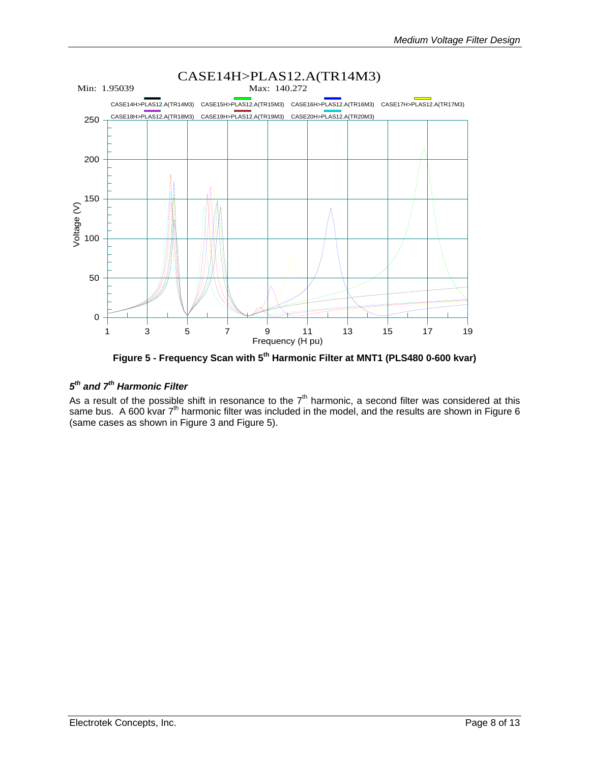Figure 5 - Frequency Scan with 5th Harmonic Filter at MNT1 (PLS480 0-600 kvar)

### *5th and 7th Harmonic Filter*

As a result of the possible shift in resonance to the 7th harmonic, a second filter was considered at this same bus. A 600 kvar 7th harmonic filter was included in the model, and the results are shown in Figure 6 (same cases as shown in Figure 3 and Figure 5).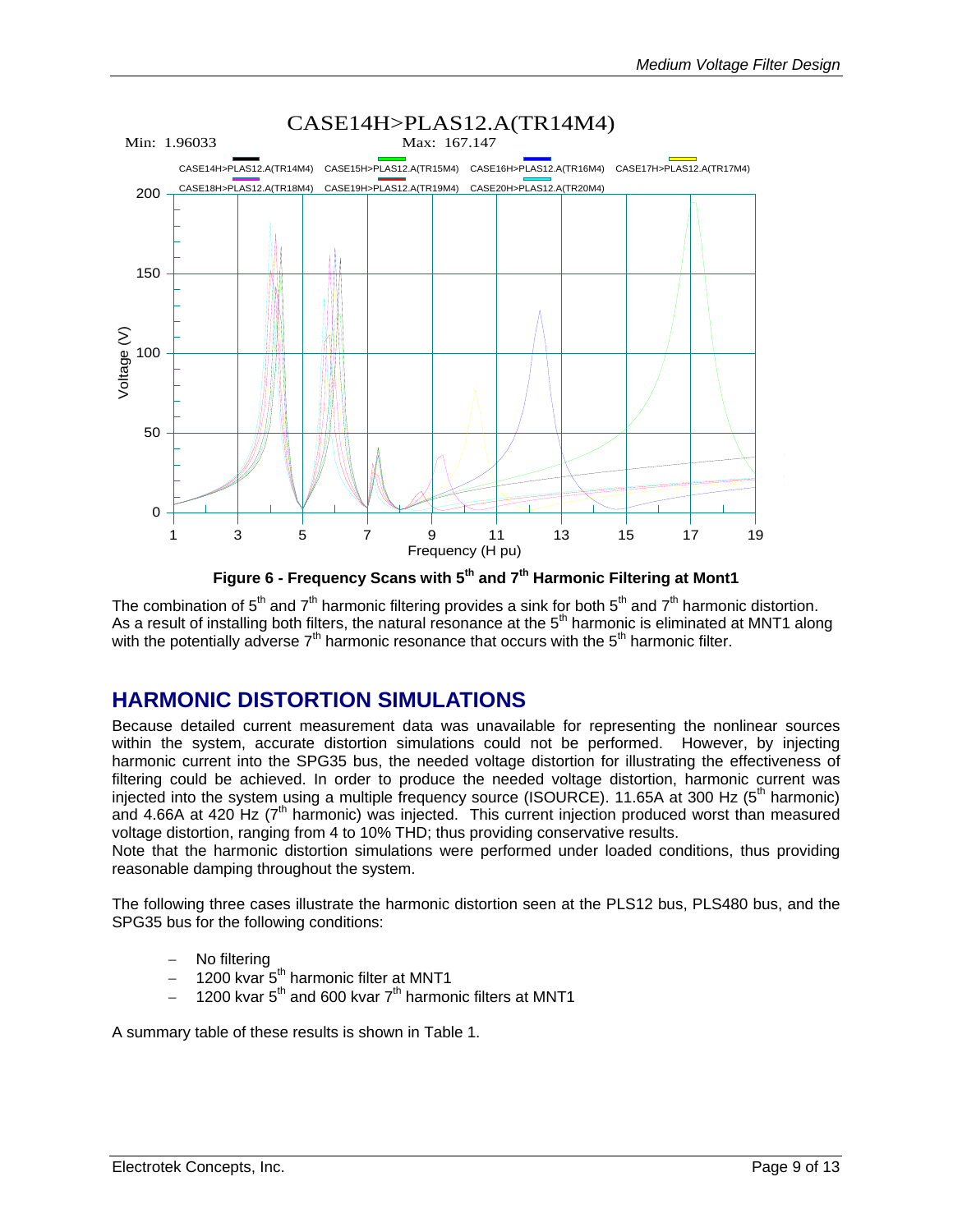**Figure 6 - Frequency Scans with 5th and 7th Harmonic Filtering at Mont1**

The combination of 5th and 7th harmonic filtering provides a sink for both 5th and 7th harmonic distortion. As a result of installing both filters, the natural resonance at the 5th harmonic is eliminated at MNT1 along with the potentially adverse 7th harmonic resonance that occurs with the 5th harmonic filter.

## HARMONIC DISTORTION SIMULATIONS

Because detailed current measurement data was unavailable for representing the nonlinear sources within the system, accurate distortion simulations could not be performed. However, by injecting harmonic current into the SPG35 bus, the needed voltage distortion for illustrating the effectiveness of filtering could be achieved. In order to produce the needed voltage distortion, harmonic current was injected into the system using a multiple frequency source (ISOURCE). 11.65A at 300 Hz (5th harmonic) and 4.66A at 420 Hz (7th harmonic) was injected. This current injection produced worst than measured voltage distortion, ranging from 4 to 10% THD; thus providing conservative results.

Note that the harmonic distortion simulations were performed under loaded conditions, thus providing reasonable damping throughout the system.

The following three cases illustrate the harmonic distortion seen at the PLS12 bus, PLS480 bus, and the SPG35 bus for the following conditions:

- No filtering
- 1200 kvar 5th harmonic filter at MNT1
- 1200 kvar 5th and 600 kvar 7th harmonic filters at MNT1

A summary table of these results is shown in Table 1.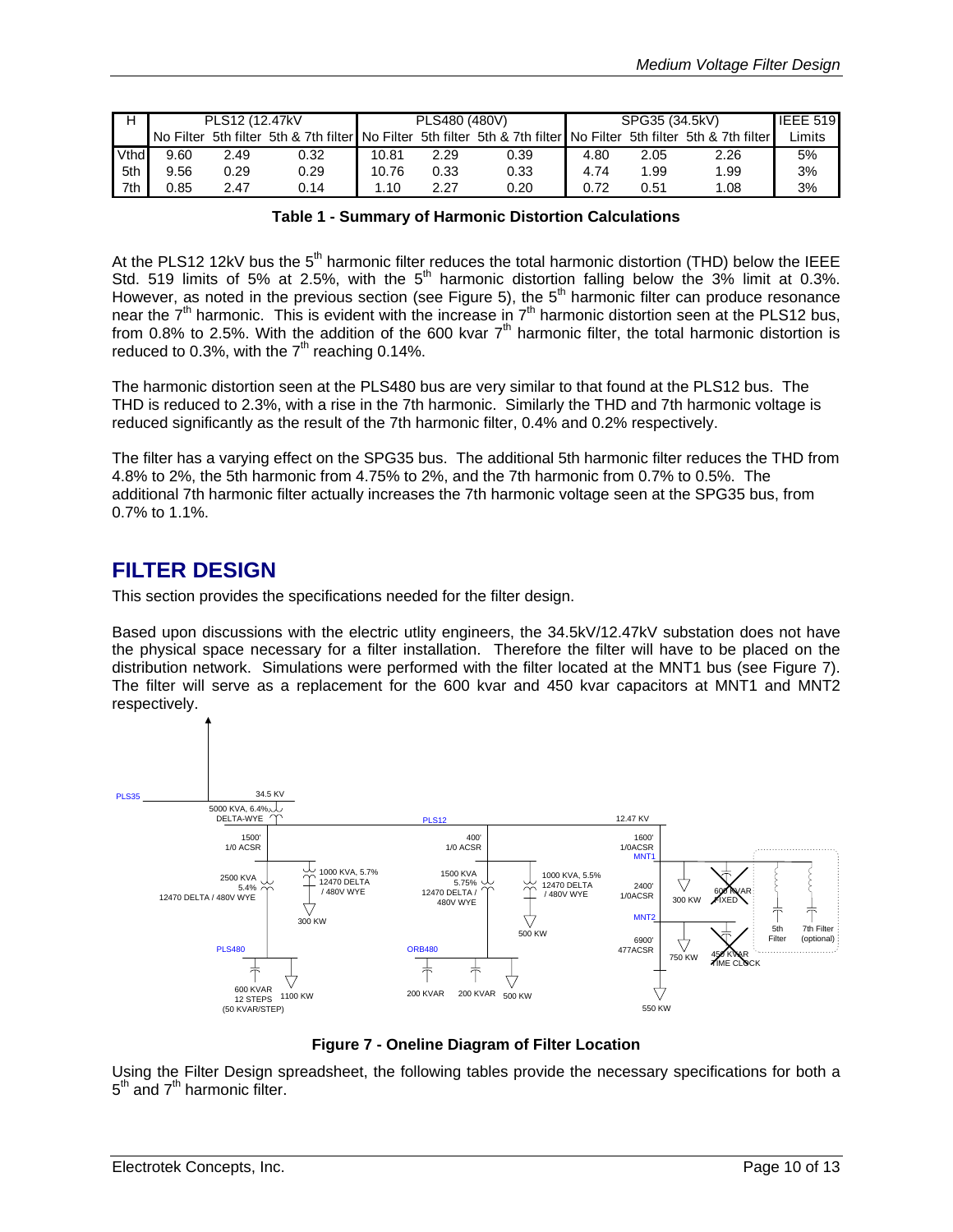| H | PLS12 (12.47kV | | | PLS480 (480V) | | | SPG35 (34.5kV) | | | IEEE 519 |
|---|---|---|---|---|---|---|---|---|---|---|
| | No Filter | 5th filter | 5th & 7th filter | No Filter | 5th filter | 5th & 7th filter | No Filter | 5th filter | 5th & 7th filter | Limits |
| Vthd | 9.60 | 2.49 | 0.32 | 10.81 | 2.29 | 0.39 | 4.80 | 2.05 | 2.26 | 5% |
| 5th | 9.56 | 0.29 | 0.29 | 10.76 | 0.33 | 0.33 | 4.74 | 1.99 | 1.99 | 3% |
| 7th | 0.85 | 2.47 | 0.14 | 1.10 | 2.27 | 0.20 | 0.72 | 0.51 | 1.08 | 3% |

**Table 1 - Summary of Harmonic Distortion Calculations**

At the PLS12 12kV bus the 5th harmonic filter reduces the total harmonic distortion (THD) below the IEEE Std. 519 limits of 5% at 2.5%, with the 5th harmonic distortion falling below the 3% limit at 0.3%. However, as noted in the previous section (see Figure 5), the 5th harmonic filter can produce resonance near the 7th harmonic. This is evident with the increase in 7th harmonic distortion seen at the PLS12 bus, from 0.8% to 2.5%. With the addition of the 600 kvar 7th harmonic filter, the total harmonic distortion is reduced to 0.3%, with the 7th reaching 0.14%.

The harmonic distortion seen at the PLS480 bus are very similar to that found at the PLS12 bus. The THD is reduced to 2.3%, with a rise in the 7th harmonic. Similarly the THD and 7th harmonic voltage is reduced significantly as the result of the 7th harmonic filter, 0.4% and 0.2% respectively.

The filter has a varying effect on the SPG35 bus. The additional 5th harmonic filter reduces the THD from 4.8% to 2%, the 5th harmonic from 4.75% to 2%, and the 7th harmonic from 0.7% to 0.5%. The additional 7th harmonic filter actually increases the 7th harmonic voltage seen at the SPG35 bus, from 0.7% to 1.1%.

## FILTER DESIGN

This section provides the specifications needed for the filter design.

Based upon discussions with the electric utlity engineers, the 34.5kV/12.47kV substation does not have the physical space necessary for a filter installation. Therefore the filter will have to be placed on the distribution network. Simulations were performed with the filter located at the MNT1 bus (see Figure 7). The filter will serve as a replacement for the 600 kvar and 450 kvar capacitors at MNT1 and MNT2 respectively.

**Figure 7 - Oneline Diagram of Filter Location**

Using the Filter Design spreadsheet, the following tables provide the necessary specifications for both a 5th and 7th harmonic filter.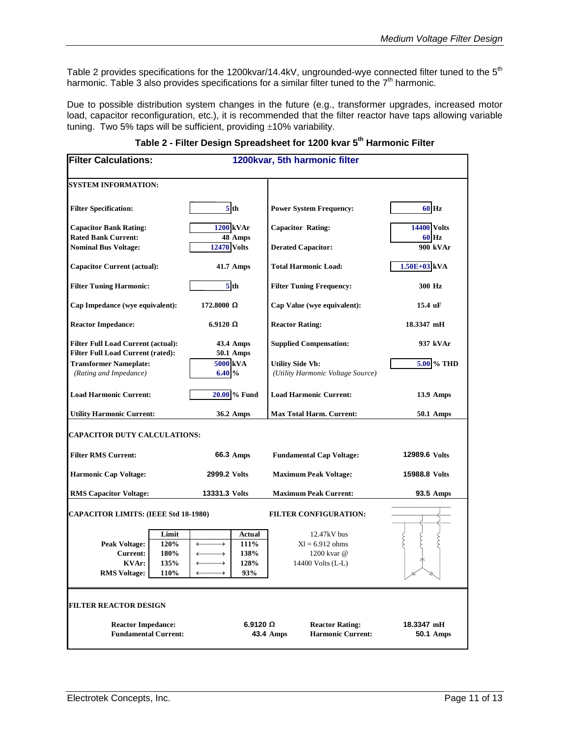Table 2 provides specifications for the 1200kvar/14.4kV, ungrounded-wye connected filter tuned to the 5th harmonic. Table 3 also provides specifications for a similar filter tuned to the 7th harmonic.

Due to possible distribution system changes in the future (e.g., transformer upgrades, increased motor load, capacitor reconfiguration, etc.), it is recommended that the filter reactor have taps allowing variable tuning. Two 5% taps will be sufficient, providing ±10% variability.

**Table 2 - Filter Design Spreadsheet for 1200 kvar 5th Harmonic Filter**

**Filter Calculations: 1200kvar, 5th harmonic filter**

**SYSTEM INFORMATION:**

| | | | |
|---|---|---|---|
| **Filter Specification:** | 5 th | **Power System Frequency:** | 60 Hz |
| **Capacitor Bank Rating:** | 1200 kVAr | **Capacitor Rating:** | 14400 Volts |
| **Rated Bank Current:** | 48 Amps | | 60 Hz |
| **Nominal Bus Voltage:** | 12470 Volts | **Derated Capacitor:** | 900 kVAr |
| **Capacitor Current (actual):** | 41.7 Amps | **Total Harmonic Load:** | 1.50E+03 kVA |
| **Filter Tuning Harmonic:** | 5 th | **Filter Tuning Frequency:** | 300 Hz |
| **Cap Impedance (wye equivalent):** | 172.8000 Ω | **Cap Value (wye equivalent):** | 15.4 uF |
| **Reactor Impedance:** | 6.9120 Ω | **Reactor Rating:** | 18.3347 mH |
| **Filter Full Load Current (actual):** | 43.4 Amps | **Supplied Compensation:** | 937 kVAr |
| **Filter Full Load Current (rated):** | 50.1 Amps | | |
| **Transformer Nameplate:** | 5000 kVA | **Utility Side Vh:** | 5.00 % THD |
| *(Rating and Impedance)* | 6.40 % | *(Utility Harmonic Voltage Source)* | |
| **Load Harmonic Current:** | 20.00 % Fund | **Load Harmonic Current:** | 13.9 Amps |
| **Utility Harmonic Current:** | 36.2 Amps | **Max Total Harm. Current:** | 50.1 Amps |

**CAPACITOR DUTY CALCULATIONS:**

| | | | |
|---|---|---|---|
| **Filter RMS Current:** | 66.3 Amps | **Fundamental Cap Voltage:** | 12989.6 Volts |
| **Harmonic Cap Voltage:** | 2999.2 Volts | **Maximum Peak Voltage:** | 15988.8 Volts |
| **RMS Capacitor Voltage:** | 13331.3 Volts | **Maximum Peak Current:** | 93.5 Amps |

**CAPACITOR LIMITS: (IEEE Std 18-1980)**

| | Limit | | Actual |
|---|---|---|---|
| **Peak Voltage:** | 120% | ⟵⟶ | 111% |
| **Current:** | 180% | ⟵⟶ | 138% |
| **KVAr:** | 135% | ⟵⟶ | 128% |
| **RMS Voltage:** | 110% | ⟵⟶ | 93% |

**FILTER CONFIGURATION:**

12.47kV bus
Xl = 6.912 ohms
1200 kvar @
14400 Volts (L-L)

**FILTER REACTOR DESIGN**

| | | | |
|---|---|---|---|
| **Reactor Impedance:** | 6.9120 Ω | **Reactor Rating:** | 18.3347 mH |
| **Fundamental Current:** | 43.4 Amps | **Harmonic Current:** | 50.1 Amps |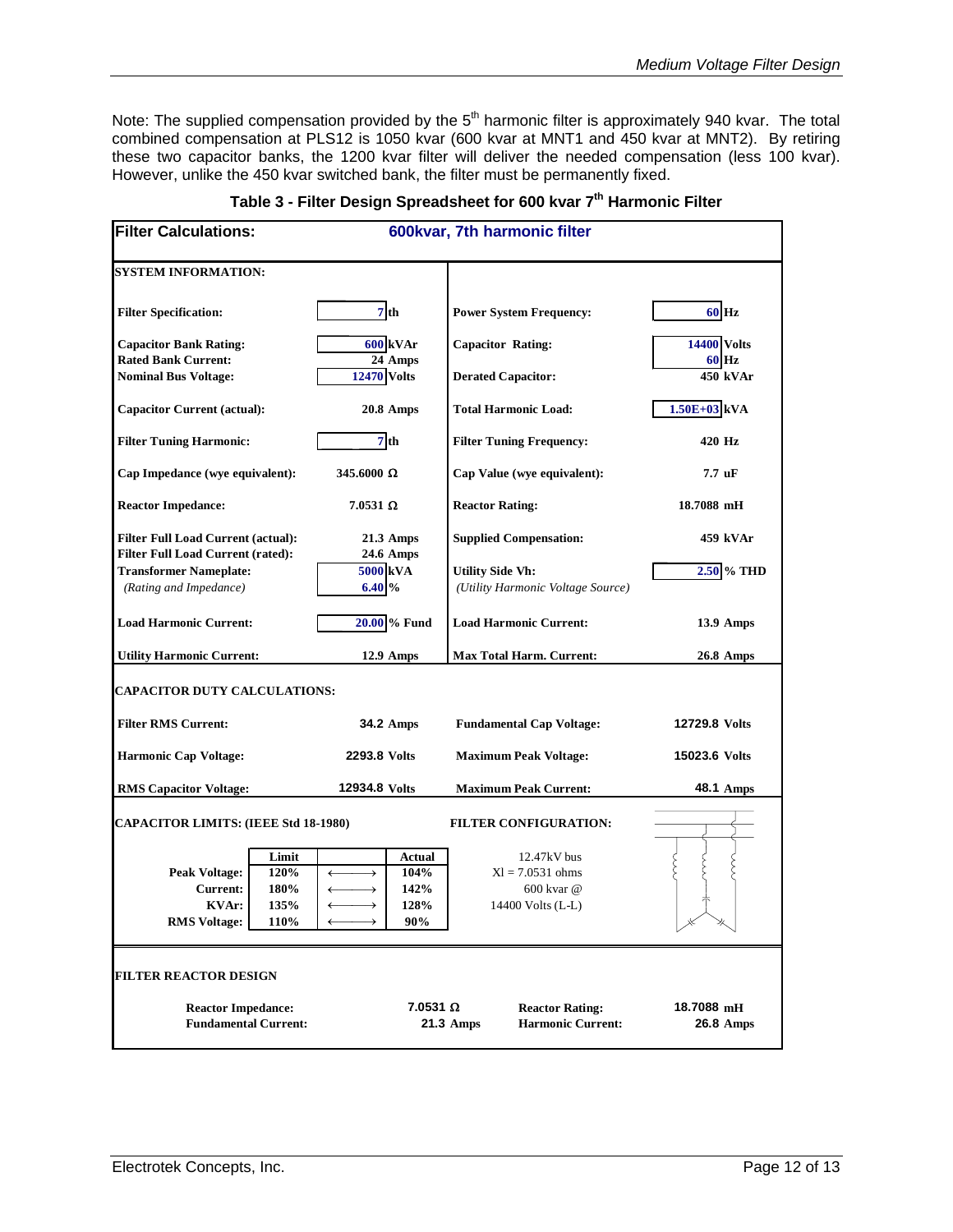Note: The supplied compensation provided by the 5th harmonic filter is approximately 940 kvar. The total combined compensation at PLS12 is 1050 kvar (600 kvar at MNT1 and 450 kvar at MNT2). By retiring these two capacitor banks, the 1200 kvar filter will deliver the needed compensation (less 100 kvar). However, unlike the 450 kvar switched bank, the filter must be permanently fixed.

**Table 3 - Filter Design Spreadsheet for 600 kvar 7th Harmonic Filter**

**Filter Calculations:** **600kvar, 7th harmonic filter**

**SYSTEM INFORMATION:**

| | | | |
|---|---|---|---|
| **Filter Specification:** | 7 th | **Power System Frequency:** | 60 Hz |
| **Capacitor Bank Rating:** | 600 kVAr | **Capacitor Rating:** | 14400 Volts |
| **Rated Bank Current:** | 24 Amps | | 60 Hz |
| **Nominal Bus Voltage:** | 12470 Volts | **Derated Capacitor:** | 450 kVAr |
| **Capacitor Current (actual):** | 20.8 Amps | **Total Harmonic Load:** | 1.50E+03 kVA |
| **Filter Tuning Harmonic:** | 7 th | **Filter Tuning Frequency:** | 420 Hz |
| **Cap Impedance (wye equivalent):** | 345.6000 Ω | **Cap Value (wye equivalent):** | 7.7 uF |
| **Reactor Impedance:** | 7.0531 Ω | **Reactor Rating:** | 18.7088 mH |
| **Filter Full Load Current (actual):** | 21.3 Amps | **Supplied Compensation:** | 459 kVAr |
| **Filter Full Load Current (rated):** | 24.6 Amps | | |
| **Transformer Nameplate:** | 5000 kVA | **Utility Side Vh:** | 2.50 % THD |
| *(Rating and Impedance)* | 6.40 % | *(Utility Harmonic Voltage Source)* | |
| **Load Harmonic Current:** | 20.00 % Fund | **Load Harmonic Current:** | 13.9 Amps |
| **Utility Harmonic Current:** | 12.9 Amps | **Max Total Harm. Current:** | 26.8 Amps |

**CAPACITOR DUTY CALCULATIONS:**

| | | | |
|---|---|---|---|
| **Filter RMS Current:** | 34.2 Amps | **Fundamental Cap Voltage:** | 12729.8 Volts |
| **Harmonic Cap Voltage:** | 2293.8 Volts | **Maximum Peak Voltage:** | 15023.6 Volts |
| **RMS Capacitor Voltage:** | 12934.8 Volts | **Maximum Peak Current:** | 48.1 Amps |

**CAPACITOR LIMITS: (IEEE Std 18-1980)**

| | Limit | | Actual |
|---|---|---|---|
| **Peak Voltage:** | 120% | ⟷ | 104% |
| **Current:** | 180% | ⟷ | 142% |
| **KVAr:** | 135% | ⟷ | 128% |
| **RMS Voltage:** | 110% | ⟷ | 90% |

**FILTER CONFIGURATION:**

12.47kV bus
Xl = 7.0531 ohms
600 kvar @
14400 Volts (L-L)

**FILTER REACTOR DESIGN**

| | | | |
|---|---|---|---|
| **Reactor Impedance:** | 7.0531 Ω | **Reactor Rating:** | 18.7088 mH |
| **Fundamental Current:** | 21.3 Amps | **Harmonic Current:** | 26.8 Amps |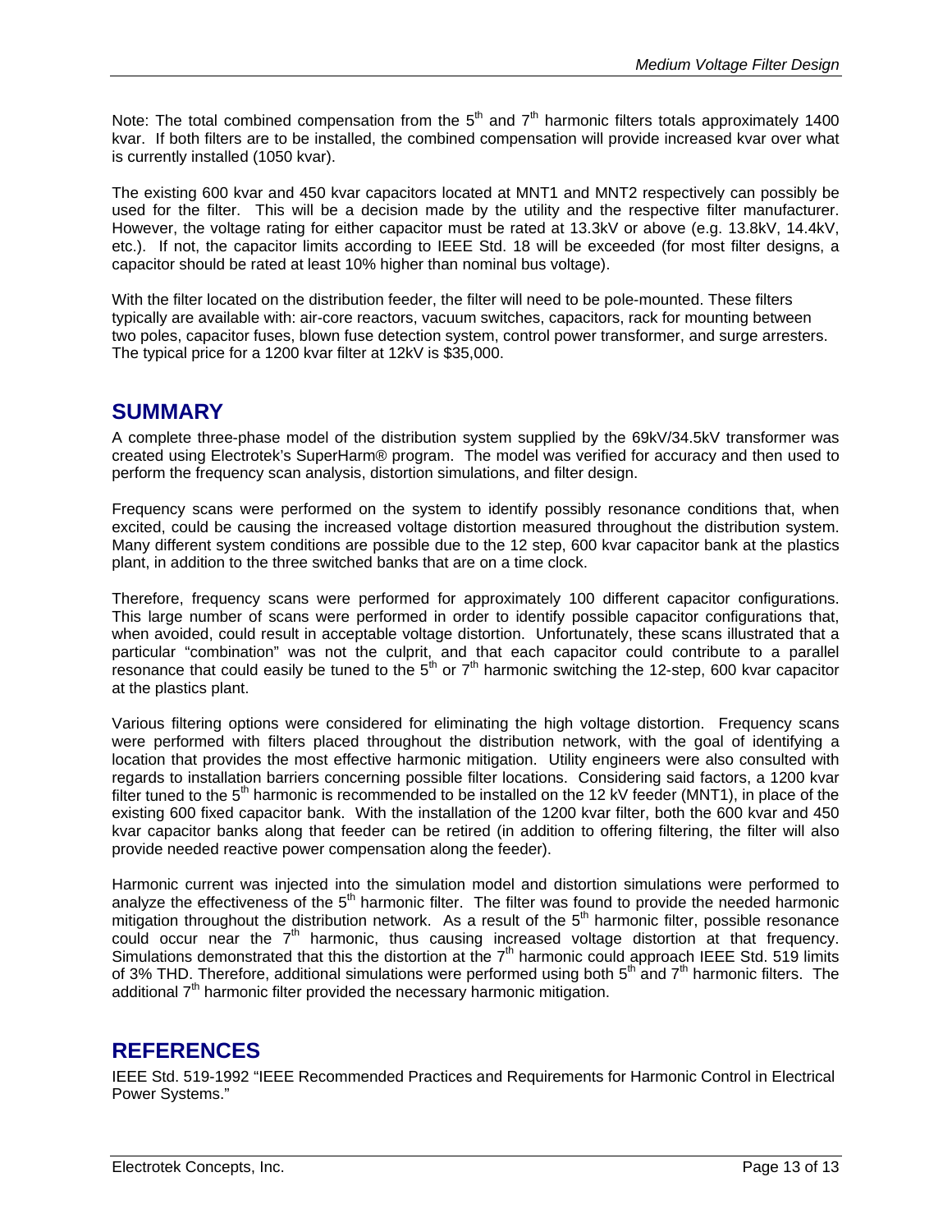Note: The total combined compensation from the 5th and 7th harmonic filters totals approximately 1400 kvar. If both filters are to be installed, the combined compensation will provide increased kvar over what is currently installed (1050 kvar).

The existing 600 kvar and 450 kvar capacitors located at MNT1 and MNT2 respectively can possibly be used for the filter. This will be a decision made by the utility and the respective filter manufacturer. However, the voltage rating for either capacitor must be rated at 13.3kV or above (e.g. 13.8kV, 14.4kV, etc.). If not, the capacitor limits according to IEEE Std. 18 will be exceeded (for most filter designs, a capacitor should be rated at least 10% higher than nominal bus voltage).

With the filter located on the distribution feeder, the filter will need to be pole-mounted. These filters typically are available with: air-core reactors, vacuum switches, capacitors, rack for mounting between two poles, capacitor fuses, blown fuse detection system, control power transformer, and surge arresters. The typical price for a 1200 kvar filter at 12kV is $35,000.

## SUMMARY

A complete three-phase model of the distribution system supplied by the 69kV/34.5kV transformer was created using Electrotek's SuperHarm® program. The model was verified for accuracy and then used to perform the frequency scan analysis, distortion simulations, and filter design.

Frequency scans were performed on the system to identify possibly resonance conditions that, when excited, could be causing the increased voltage distortion measured throughout the distribution system. Many different system conditions are possible due to the 12 step, 600 kvar capacitor bank at the plastics plant, in addition to the three switched banks that are on a time clock.

Therefore, frequency scans were performed for approximately 100 different capacitor configurations. This large number of scans were performed in order to identify possible capacitor configurations that, when avoided, could result in acceptable voltage distortion. Unfortunately, these scans illustrated that a particular "combination" was not the culprit, and that each capacitor could contribute to a parallel resonance that could easily be tuned to the 5th or 7th harmonic switching the 12-step, 600 kvar capacitor at the plastics plant.

Various filtering options were considered for eliminating the high voltage distortion. Frequency scans were performed with filters placed throughout the distribution network, with the goal of identifying a location that provides the most effective harmonic mitigation. Utility engineers were also consulted with regards to installation barriers concerning possible filter locations. Considering said factors, a 1200 kvar filter tuned to the 5th harmonic is recommended to be installed on the 12 kV feeder (MNT1), in place of the existing 600 fixed capacitor bank. With the installation of the 1200 kvar filter, both the 600 kvar and 450 kvar capacitor banks along that feeder can be retired (in addition to offering filtering, the filter will also provide needed reactive power compensation along the feeder).

Harmonic current was injected into the simulation model and distortion simulations were performed to analyze the effectiveness of the 5th harmonic filter. The filter was found to provide the needed harmonic mitigation throughout the distribution network. As a result of the 5th harmonic filter, possible resonance could occur near the 7th harmonic, thus causing increased voltage distortion at that frequency. Simulations demonstrated that this the distortion at the 7th harmonic could approach IEEE Std. 519 limits of 3% THD. Therefore, additional simulations were performed using both 5th and 7th harmonic filters. The additional 7th harmonic filter provided the necessary harmonic mitigation.

## REFERENCES

IEEE Std. 519-1992 "IEEE Recommended Practices and Requirements for Harmonic Control in Electrical Power Systems."